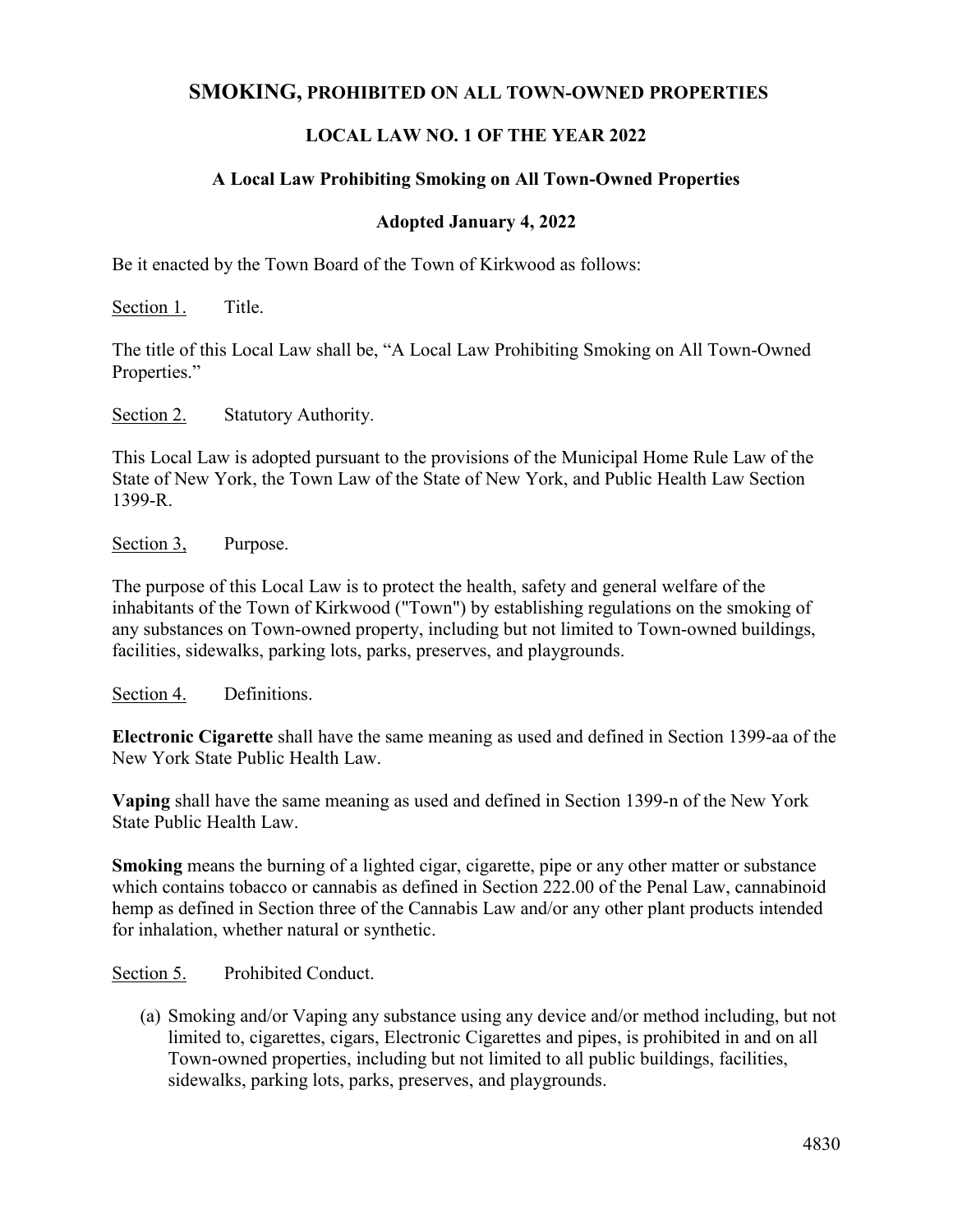# SMOKING, PROHIBITED ON ALL TOWN-OWNED PROPERTIES

## LOCAL LAW NO. 1 OF THE YEAR 2022

### A Local Law Prohibiting Smoking on All Town-Owned Properties

### Adopted January 4, 2022

Be it enacted by the Town Board of the Town of Kirkwood as follows:

Section 1. Title.

The title of this Local Law shall be, "A Local Law Prohibiting Smoking on All Town-Owned Properties."

Section 2. Statutory Authority.

This Local Law is adopted pursuant to the provisions of the Municipal Home Rule Law of the State of New York, the Town Law of the State of New York, and Public Health Law Section 1399-R.

Section 3, Purpose.

The purpose of this Local Law is to protect the health, safety and general welfare of the inhabitants of the Town of Kirkwood ("Town") by establishing regulations on the smoking of any substances on Town-owned property, including but not limited to Town-owned buildings, facilities, sidewalks, parking lots, parks, preserves, and playgrounds.

Section 4. Definitions.

**Electronic Cigarette** shall have the same meaning as used and defined in Section 1399-aa of the New York State Public Health Law.

**Vaping** shall have the same meaning as used and defined in Section 1399-n of the New York State Public Health Law.

**Smoking** means the burning of a lighted cigar, cigarette, pipe or any other matter or substance which contains tobacco or cannabis as defined in Section 222.00 of the Penal Law, cannabinoid hemp as defined in Section three of the Cannabis Law and/or any other plant products intended for inhalation, whether natural or synthetic.

Section 5. Prohibited Conduct.

(a) Smoking and/or Vaping any substance using any device and/or method including, but not limited to, cigarettes, cigars, Electronic Cigarettes and pipes, is prohibited in and on all Town-owned properties, including but not limited to all public buildings, facilities, sidewalks, parking lots, parks, preserves, and playgrounds.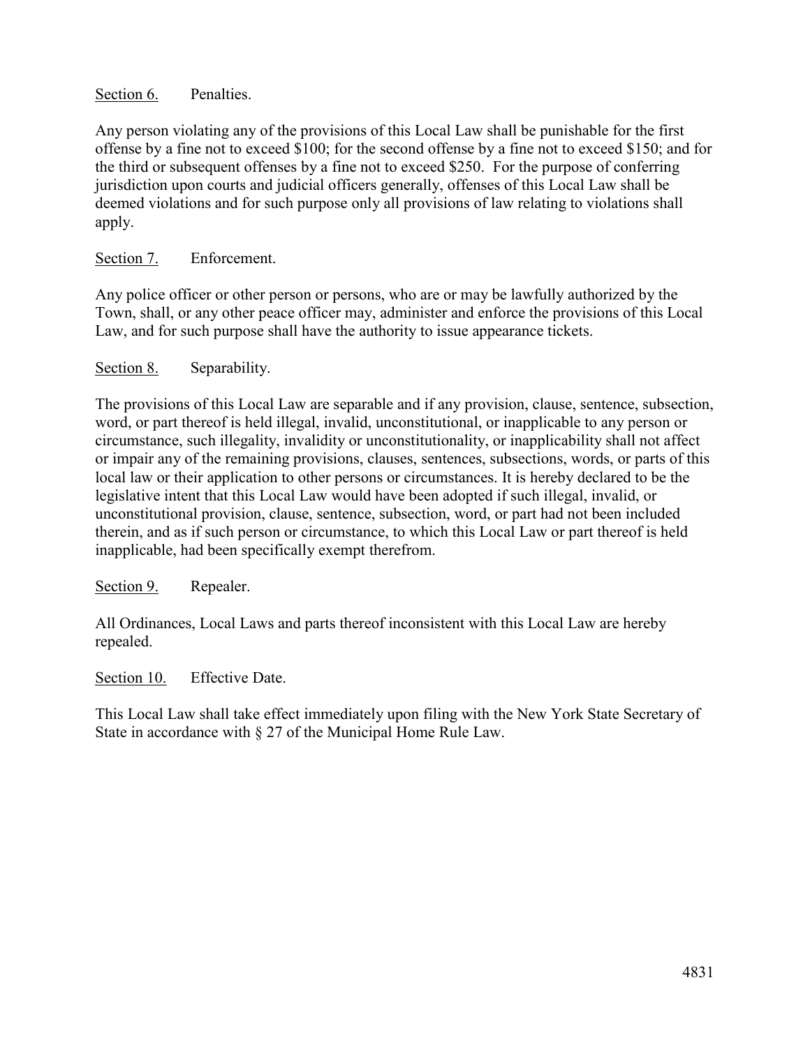<u>Section 6.</u> Penalties.

Any person violating any of the provisions of this Local Law shall be punishable for the first offense by a fine not to exceed \$100; for the second offense by a fine not to exceed \$150; and for the third or subsequent offenses by a fine not to exceed \$250. For the purpose of conferring jurisdiction upon courts and judicial officers generally, offenses of this Local Law shall be deemed violations and for such purpose only all provisions of law relating to violations shall apply.

<u>Section 7.</u> Enforcement.

Any police officer or other person or persons, who are or may be lawfully authorized by the Town, shall, or any other peace officer may, administer and enforce the provisions of this Local Law, and for such purpose shall have the authority to issue appearance tickets.

<u>Section 8.</u> Separability.

The provisions of this Local Law are separable and if any provision, clause, sentence, subsection, word, or part thereof is held illegal, invalid, unconstitutional, or inapplicable to any person or circumstance, such illegality, invalidity or unconstitutionality, or inapplicability shall not affect or impair any of the remaining provisions, clauses, sentences, subsections, words, or parts of this local law or their application to other persons or circumstances. It is hereby declared to be the legislative intent that this Local Law would have been adopted if such illegal, invalid, or unconstitutional provision, clause, sentence, subsection, word, or part had not been included therein, and as if such person or circumstance, to which this Local Law or part thereof is held inapplicable, had been specifically exempt therefrom.

<u>Section 9.</u> Repealer.

All Ordinances, Local Laws and parts thereof inconsistent with this Local Law are hereby repealed.

<u>Section 10.</u> Effective Date.

This Local Law shall take effect immediately upon filing with the New York State Secretary of State in accordance with § 27 of the Municipal Home Rule Law.